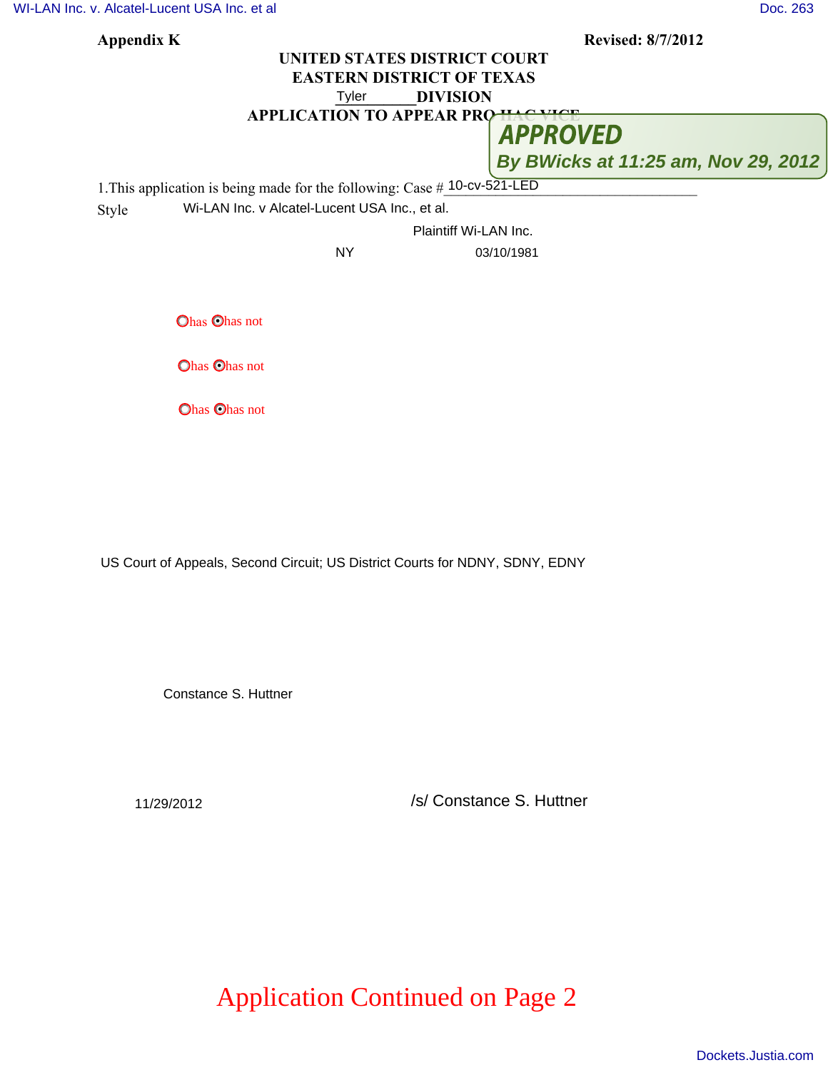Appendix K Revised: 8/7/2012

# UNITED STATES DISTRICT COURT
# EASTERN DISTRICT OF TEXAS
## Tyler DIVISION
## APPLICATION TO APPEAR PRO HAC VICE

**APPROVED**
*By BWicks at 11:25 am, Nov 29, 2012*

1.This application is being made for the following: Case # 10-cv-521-LED

Style Wi-LAN Inc. v Alcatel-Lucent USA Inc., et al.

Plaintiff Wi-LAN Inc.

NY 03/10/1981

○has ⦿has not

○has ⦿has not

○has ⦿has not

US Court of Appeals, Second Circuit; US District Courts for NDNY, SDNY, EDNY

Constance S. Huttner

11/29/2012 /s/ Constance S. Huttner

Application Continued on Page 2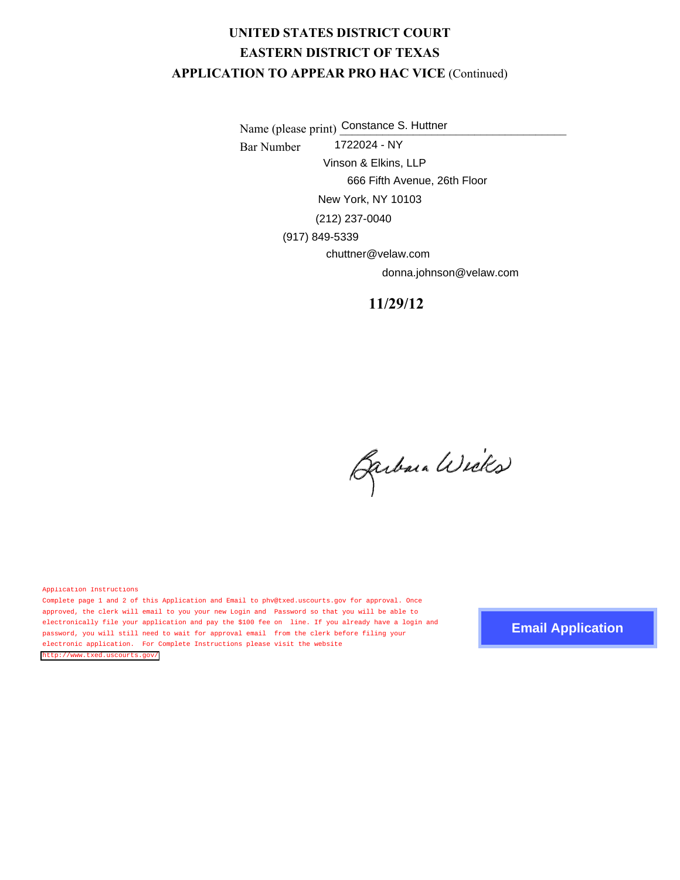# UNITED STATES DISTRICT COURT
# EASTERN DISTRICT OF TEXAS
## APPLICATION TO APPEAR PRO HAC VICE (Continued)

Name (please print) Constance S. Huttner

Bar Number 1722024 - NY

Vinson & Elkins, LLP

666 Fifth Avenue, 26th Floor

New York, NY 10103

(212) 237-0040

(917) 849-5339

chuttner@velaw.com

donna.johnson@velaw.com

**11/29/12**

Barbara Wicks

Application Instructions

Complete page 1 and 2 of this Application and Email to phv@txed.uscourts.gov for approval. Once approved, the clerk will email to you your new Login and Password so that you will be able to electronically file your application and pay the $100 fee on line. If you already have a login and password, you will still need to wait for approval email from the clerk before filing your electronic application. For Complete Instructions please visit the website http://www.txed.uscourts.gov/

Email Application